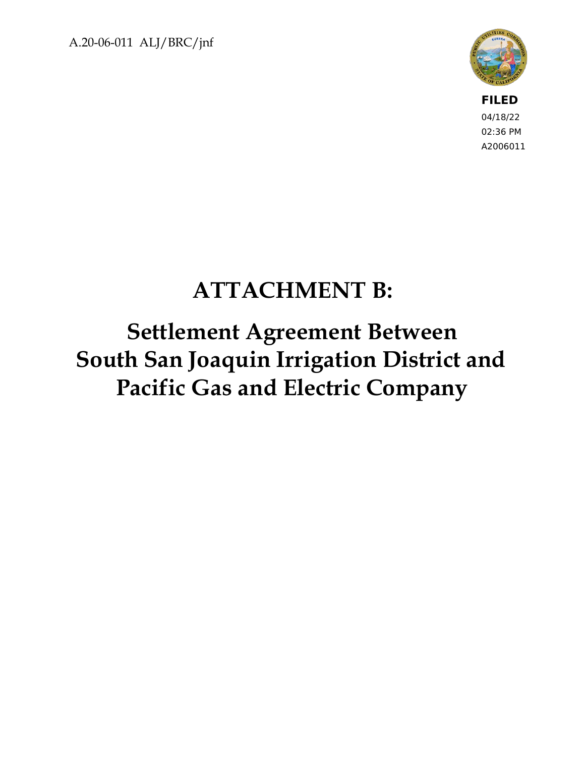A.20-06-011 ALJ/BRC/jnf

**FILED**
04/18/22
02:36 PM
A2006011

# ATTACHMENT B:

## Settlement Agreement Between South San Joaquin Irrigation District and Pacific Gas and Electric Company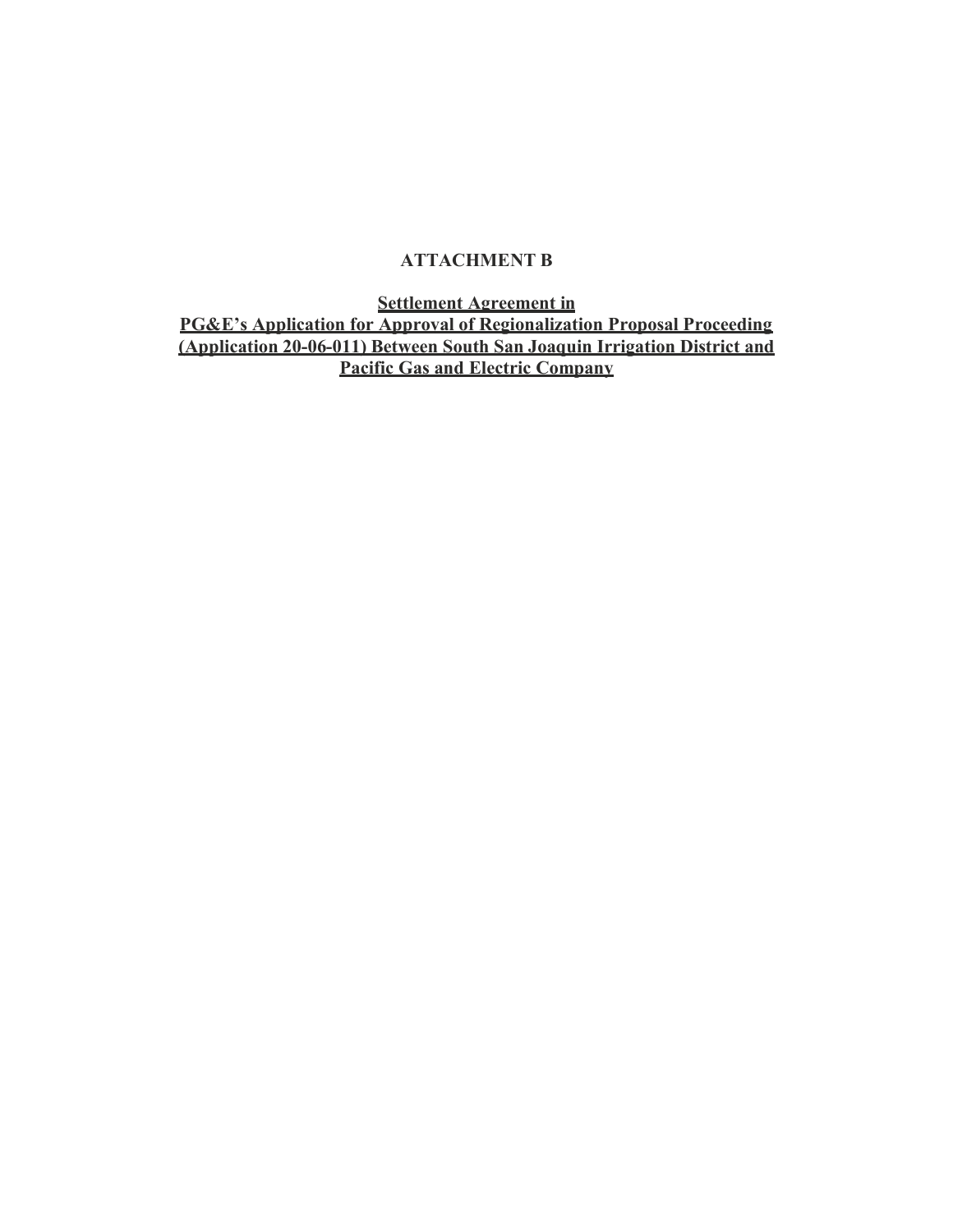# ATTACHMENT B

**Settlement Agreement in**
**PG&E's Application for Approval of Regionalization Proposal Proceeding (Application 20-06-011) Between South San Joaquin Irrigation District and Pacific Gas and Electric Company**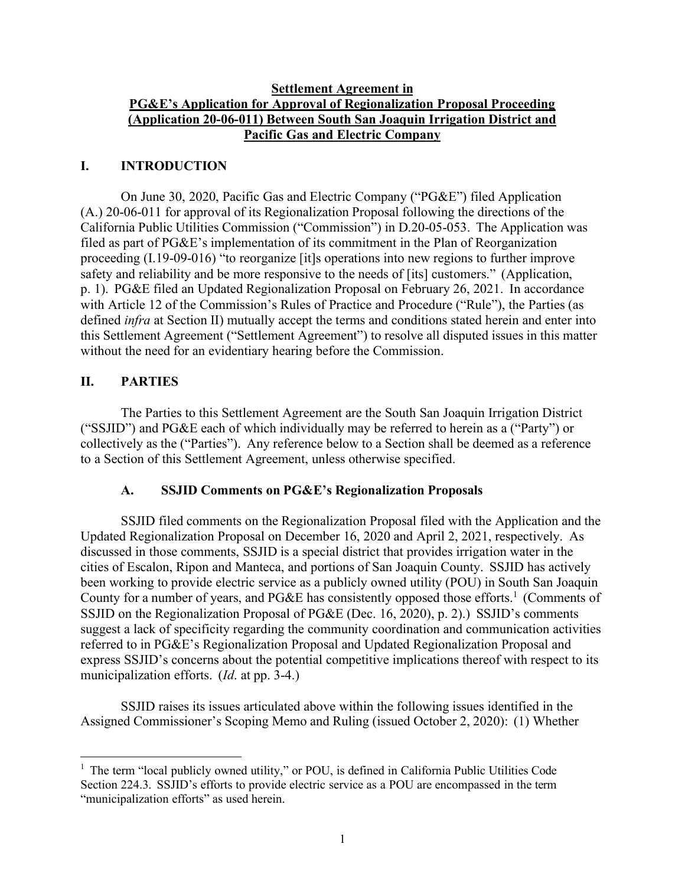**Settlement Agreement in**
**PG&E's Application for Approval of Regionalization Proposal Proceeding (Application 20-06-011) Between South San Joaquin Irrigation District and Pacific Gas and Electric Company**

# I. INTRODUCTION

On June 30, 2020, Pacific Gas and Electric Company ("PG&E") filed Application (A.) 20-06-011 for approval of its Regionalization Proposal following the directions of the California Public Utilities Commission ("Commission") in D.20-05-053. The Application was filed as part of PG&E's implementation of its commitment in the Plan of Reorganization proceeding (I.19-09-016) "to reorganize [it]s operations into new regions to further improve safety and reliability and be more responsive to the needs of [its] customers." (Application, p. 1). PG&E filed an Updated Regionalization Proposal on February 26, 2021. In accordance with Article 12 of the Commission's Rules of Practice and Procedure ("Rule"), the Parties (as defined *infra* at Section II) mutually accept the terms and conditions stated herein and enter into this Settlement Agreement ("Settlement Agreement") to resolve all disputed issues in this matter without the need for an evidentiary hearing before the Commission.

# II. PARTIES

The Parties to this Settlement Agreement are the South San Joaquin Irrigation District ("SSJID") and PG&E each of which individually may be referred to herein as a ("Party") or collectively as the ("Parties"). Any reference below to a Section shall be deemed as a reference to a Section of this Settlement Agreement, unless otherwise specified.

## A. SSJID Comments on PG&E's Regionalization Proposals

SSJID filed comments on the Regionalization Proposal filed with the Application and the Updated Regionalization Proposal on December 16, 2020 and April 2, 2021, respectively. As discussed in those comments, SSJID is a special district that provides irrigation water in the cities of Escalon, Ripon and Manteca, and portions of San Joaquin County. SSJID has actively been working to provide electric service as a publicly owned utility (POU) in South San Joaquin County for a number of years, and PG&E has consistently opposed those efforts.[1] (Comments of SSJID on the Regionalization Proposal of PG&E (Dec. 16, 2020), p. 2).) SSJID's comments suggest a lack of specificity regarding the community coordination and communication activities referred to in PG&E's Regionalization Proposal and Updated Regionalization Proposal and express SSJID's concerns about the potential competitive implications thereof with respect to its municipalization efforts. (*Id*. at pp. 3-4.)

SSJID raises its issues articulated above within the following issues identified in the Assigned Commissioner's Scoping Memo and Ruling (issued October 2, 2020): (1) Whether

[1] The term "local publicly owned utility," or POU, is defined in California Public Utilities Code Section 224.3. SSJID's efforts to provide electric service as a POU are encompassed in the term "municipalization efforts" as used herein.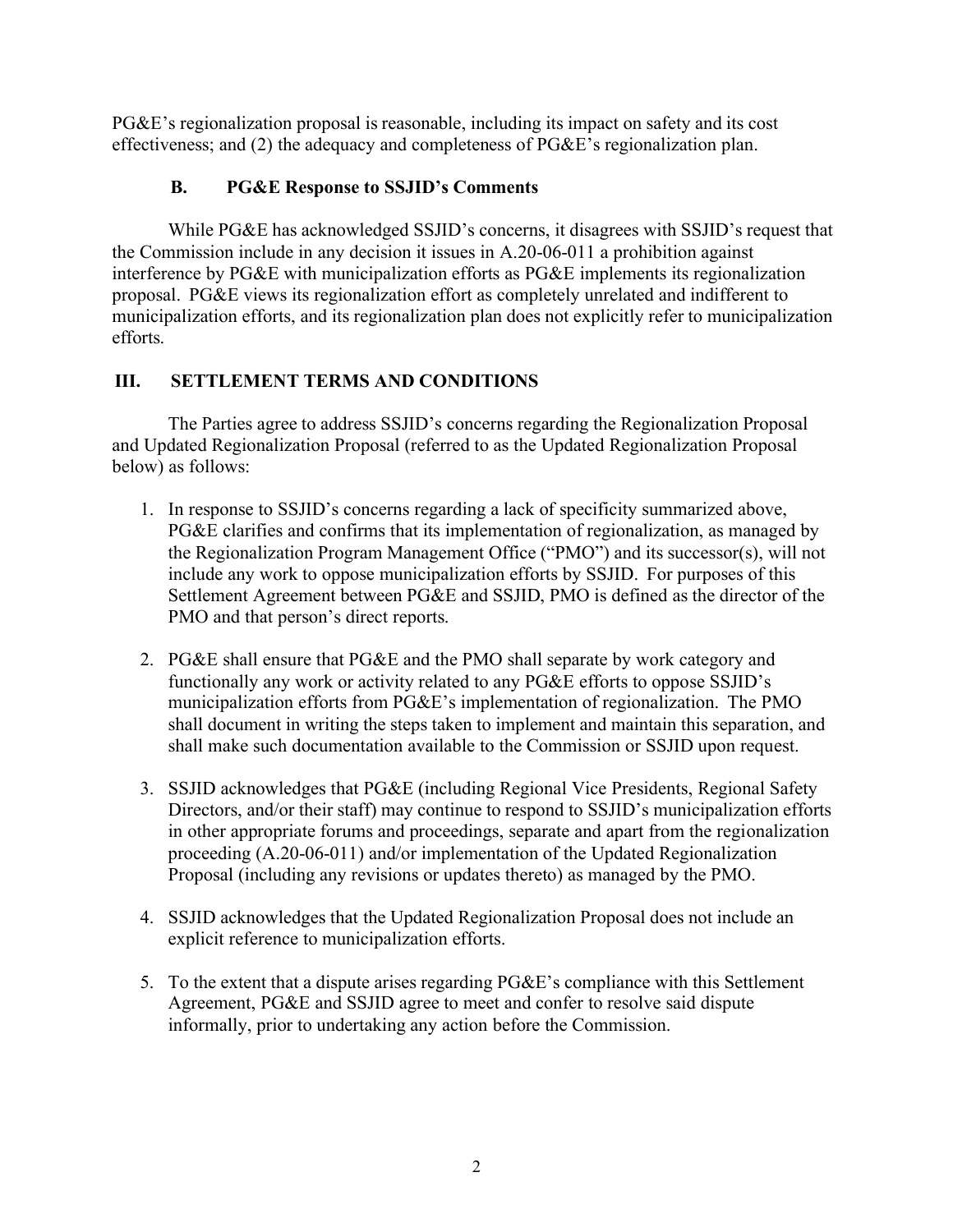PG&E's regionalization proposal is reasonable, including its impact on safety and its cost effectiveness; and (2) the adequacy and completeness of PG&E's regionalization plan.

### B. PG&E Response to SSJID's Comments

While PG&E has acknowledged SSJID's concerns, it disagrees with SSJID's request that the Commission include in any decision it issues in A.20-06-011 a prohibition against interference by PG&E with municipalization efforts as PG&E implements its regionalization proposal. PG&E views its regionalization effort as completely unrelated and indifferent to municipalization efforts, and its regionalization plan does not explicitly refer to municipalization efforts.

## III. SETTLEMENT TERMS AND CONDITIONS

The Parties agree to address SSJID's concerns regarding the Regionalization Proposal and Updated Regionalization Proposal (referred to as the Updated Regionalization Proposal below) as follows:

1. In response to SSJID's concerns regarding a lack of specificity summarized above, PG&E clarifies and confirms that its implementation of regionalization, as managed by the Regionalization Program Management Office ("PMO") and its successor(s), will not include any work to oppose municipalization efforts by SSJID. For purposes of this Settlement Agreement between PG&E and SSJID, PMO is defined as the director of the PMO and that person's direct reports.

2. PG&E shall ensure that PG&E and the PMO shall separate by work category and functionally any work or activity related to any PG&E efforts to oppose SSJID's municipalization efforts from PG&E's implementation of regionalization. The PMO shall document in writing the steps taken to implement and maintain this separation, and shall make such documentation available to the Commission or SSJID upon request.

3. SSJID acknowledges that PG&E (including Regional Vice Presidents, Regional Safety Directors, and/or their staff) may continue to respond to SSJID's municipalization efforts in other appropriate forums and proceedings, separate and apart from the regionalization proceeding (A.20-06-011) and/or implementation of the Updated Regionalization Proposal (including any revisions or updates thereto) as managed by the PMO.

4. SSJID acknowledges that the Updated Regionalization Proposal does not include an explicit reference to municipalization efforts.

5. To the extent that a dispute arises regarding PG&E's compliance with this Settlement Agreement, PG&E and SSJID agree to meet and confer to resolve said dispute informally, prior to undertaking any action before the Commission.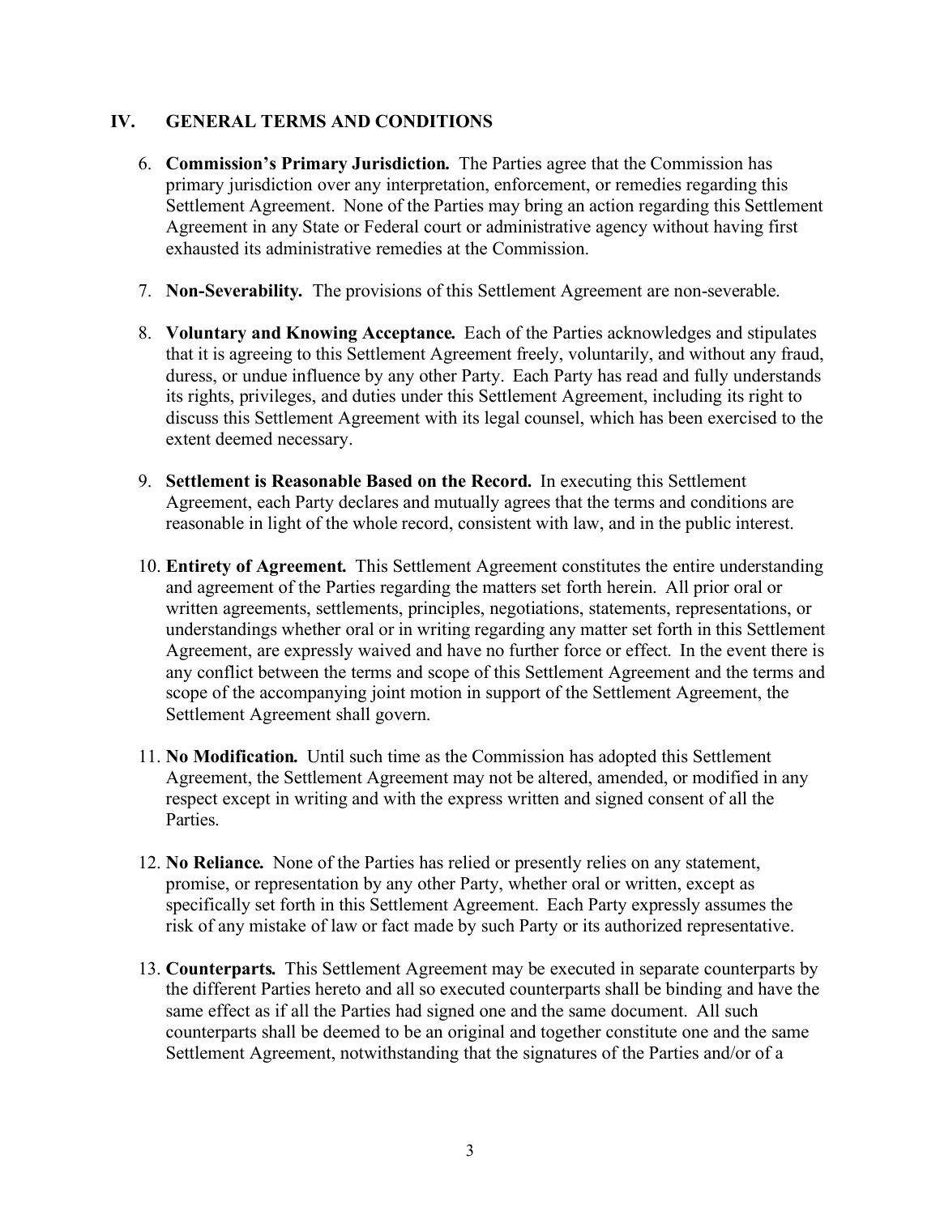## IV. GENERAL TERMS AND CONDITIONS

6. **Commission's Primary Jurisdiction.** The Parties agree that the Commission has primary jurisdiction over any interpretation, enforcement, or remedies regarding this Settlement Agreement. None of the Parties may bring an action regarding this Settlement Agreement in any State or Federal court or administrative agency without having first exhausted its administrative remedies at the Commission.

7. **Non-Severability.** The provisions of this Settlement Agreement are non-severable.

8. **Voluntary and Knowing Acceptance.** Each of the Parties acknowledges and stipulates that it is agreeing to this Settlement Agreement freely, voluntarily, and without any fraud, duress, or undue influence by any other Party. Each Party has read and fully understands its rights, privileges, and duties under this Settlement Agreement, including its right to discuss this Settlement Agreement with its legal counsel, which has been exercised to the extent deemed necessary.

9. **Settlement is Reasonable Based on the Record.** In executing this Settlement Agreement, each Party declares and mutually agrees that the terms and conditions are reasonable in light of the whole record, consistent with law, and in the public interest.

10. **Entirety of Agreement.** This Settlement Agreement constitutes the entire understanding and agreement of the Parties regarding the matters set forth herein. All prior oral or written agreements, settlements, principles, negotiations, statements, representations, or understandings whether oral or in writing regarding any matter set forth in this Settlement Agreement, are expressly waived and have no further force or effect. In the event there is any conflict between the terms and scope of this Settlement Agreement and the terms and scope of the accompanying joint motion in support of the Settlement Agreement, the Settlement Agreement shall govern.

11. **No Modification.** Until such time as the Commission has adopted this Settlement Agreement, the Settlement Agreement may not be altered, amended, or modified in any respect except in writing and with the express written and signed consent of all the Parties.

12. **No Reliance.** None of the Parties has relied or presently relies on any statement, promise, or representation by any other Party, whether oral or written, except as specifically set forth in this Settlement Agreement. Each Party expressly assumes the risk of any mistake of law or fact made by such Party or its authorized representative.

13. **Counterparts.** This Settlement Agreement may be executed in separate counterparts by the different Parties hereto and all so executed counterparts shall be binding and have the same effect as if all the Parties had signed one and the same document. All such counterparts shall be deemed to be an original and together constitute one and the same Settlement Agreement, notwithstanding that the signatures of the Parties and/or of a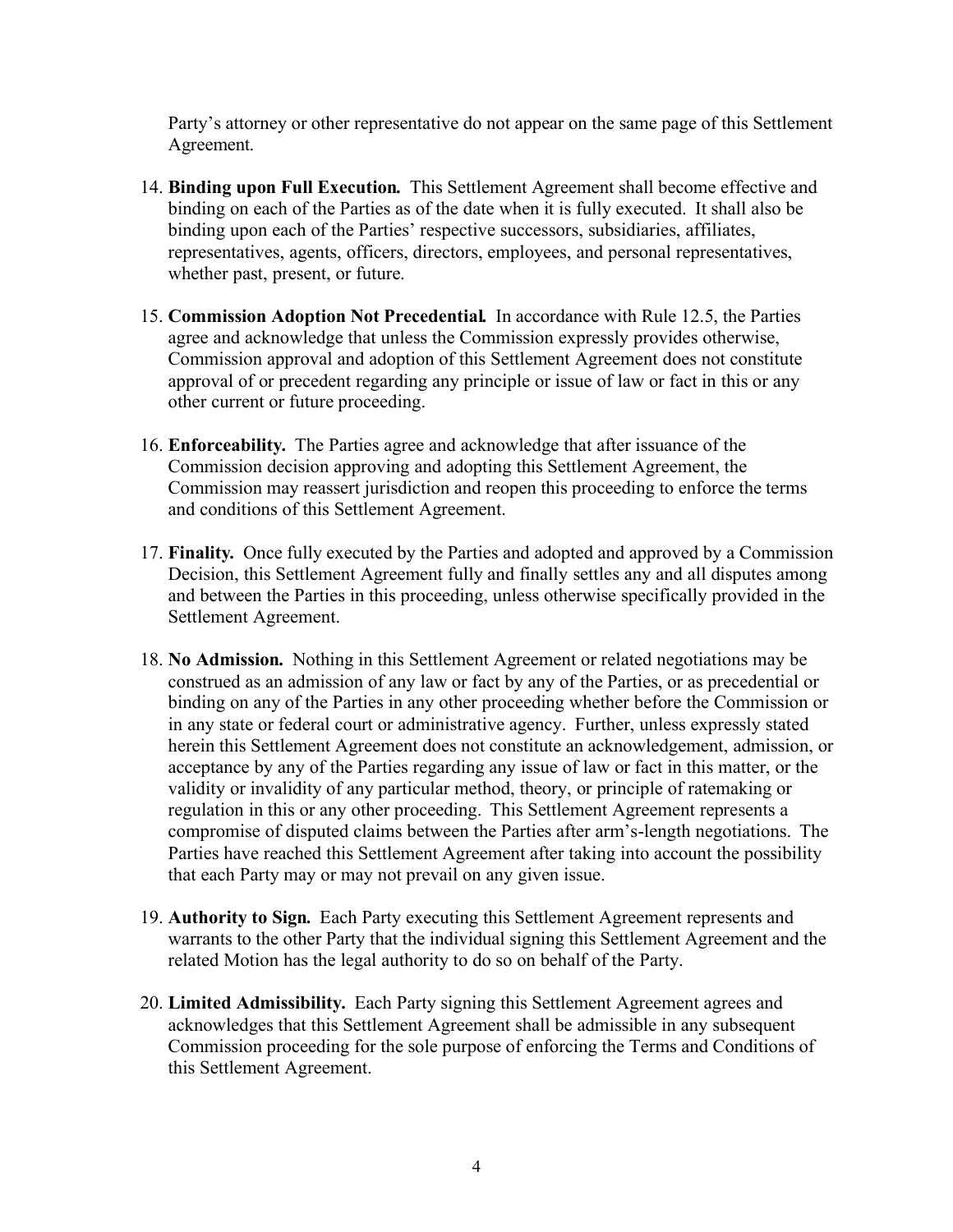Party's attorney or other representative do not appear on the same page of this Settlement Agreement.

14. **Binding upon Full Execution.** This Settlement Agreement shall become effective and binding on each of the Parties as of the date when it is fully executed. It shall also be binding upon each of the Parties' respective successors, subsidiaries, affiliates, representatives, agents, officers, directors, employees, and personal representatives, whether past, present, or future.

15. **Commission Adoption Not Precedential.** In accordance with Rule 12.5, the Parties agree and acknowledge that unless the Commission expressly provides otherwise, Commission approval and adoption of this Settlement Agreement does not constitute approval of or precedent regarding any principle or issue of law or fact in this or any other current or future proceeding.

16. **Enforceability.** The Parties agree and acknowledge that after issuance of the Commission decision approving and adopting this Settlement Agreement, the Commission may reassert jurisdiction and reopen this proceeding to enforce the terms and conditions of this Settlement Agreement.

17. **Finality.** Once fully executed by the Parties and adopted and approved by a Commission Decision, this Settlement Agreement fully and finally settles any and all disputes among and between the Parties in this proceeding, unless otherwise specifically provided in the Settlement Agreement.

18. **No Admission.** Nothing in this Settlement Agreement or related negotiations may be construed as an admission of any law or fact by any of the Parties, or as precedential or binding on any of the Parties in any other proceeding whether before the Commission or in any state or federal court or administrative agency. Further, unless expressly stated herein this Settlement Agreement does not constitute an acknowledgement, admission, or acceptance by any of the Parties regarding any issue of law or fact in this matter, or the validity or invalidity of any particular method, theory, or principle of ratemaking or regulation in this or any other proceeding. This Settlement Agreement represents a compromise of disputed claims between the Parties after arm's-length negotiations. The Parties have reached this Settlement Agreement after taking into account the possibility that each Party may or may not prevail on any given issue.

19. **Authority to Sign.** Each Party executing this Settlement Agreement represents and warrants to the other Party that the individual signing this Settlement Agreement and the related Motion has the legal authority to do so on behalf of the Party.

20. **Limited Admissibility.** Each Party signing this Settlement Agreement agrees and acknowledges that this Settlement Agreement shall be admissible in any subsequent Commission proceeding for the sole purpose of enforcing the Terms and Conditions of this Settlement Agreement.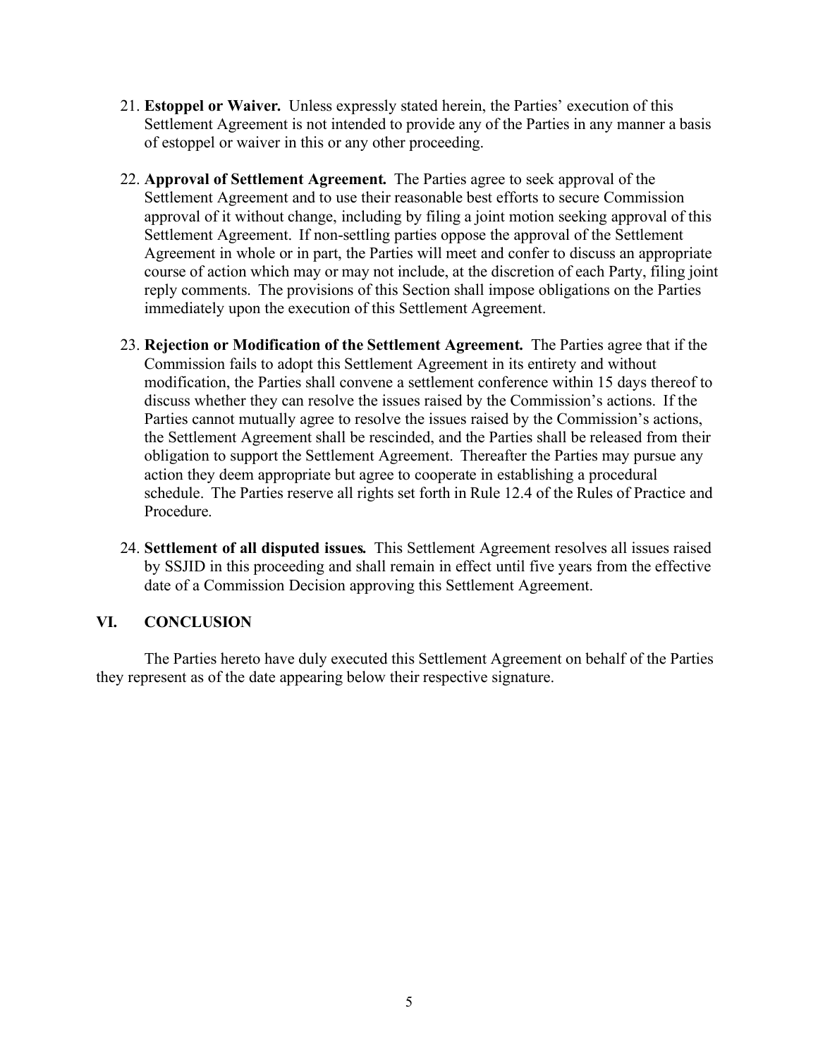21. **Estoppel or Waiver.** Unless expressly stated herein, the Parties' execution of this Settlement Agreement is not intended to provide any of the Parties in any manner a basis of estoppel or waiver in this or any other proceeding.

22. **Approval of Settlement Agreement.** The Parties agree to seek approval of the Settlement Agreement and to use their reasonable best efforts to secure Commission approval of it without change, including by filing a joint motion seeking approval of this Settlement Agreement. If non-settling parties oppose the approval of the Settlement Agreement in whole or in part, the Parties will meet and confer to discuss an appropriate course of action which may or may not include, at the discretion of each Party, filing joint reply comments. The provisions of this Section shall impose obligations on the Parties immediately upon the execution of this Settlement Agreement.

23. **Rejection or Modification of the Settlement Agreement.** The Parties agree that if the Commission fails to adopt this Settlement Agreement in its entirety and without modification, the Parties shall convene a settlement conference within 15 days thereof to discuss whether they can resolve the issues raised by the Commission's actions. If the Parties cannot mutually agree to resolve the issues raised by the Commission's actions, the Settlement Agreement shall be rescinded, and the Parties shall be released from their obligation to support the Settlement Agreement. Thereafter the Parties may pursue any action they deem appropriate but agree to cooperate in establishing a procedural schedule. The Parties reserve all rights set forth in Rule 12.4 of the Rules of Practice and Procedure.

24. **Settlement of all disputed issues.** This Settlement Agreement resolves all issues raised by SSJID in this proceeding and shall remain in effect until five years from the effective date of a Commission Decision approving this Settlement Agreement.

## VI. CONCLUSION

The Parties hereto have duly executed this Settlement Agreement on behalf of the Parties they represent as of the date appearing below their respective signature.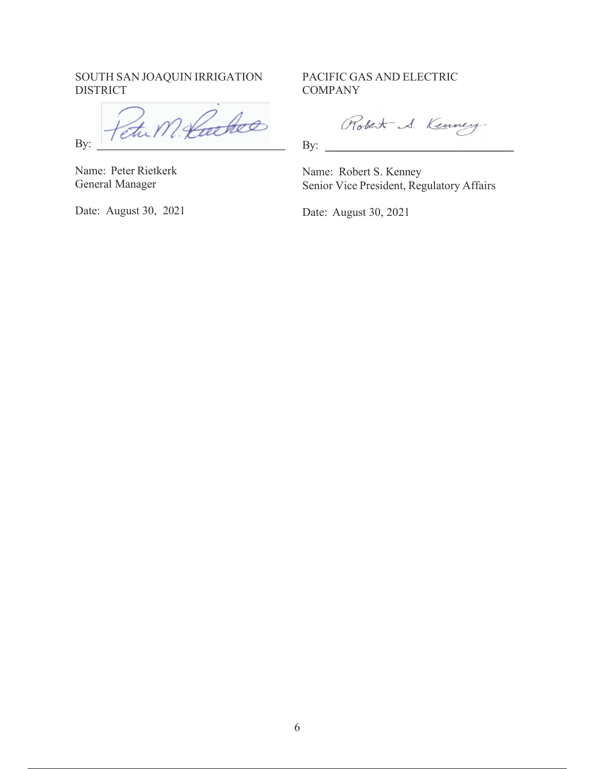SOUTH SAN JOAQUIN IRRIGATION DISTRICT

By: ______________________________

Name: Peter Rietkerk
General Manager

Date: August 30, 2021

PACIFIC GAS AND ELECTRIC COMPANY

By: ______________________________

Name: Robert S. Kenney
Senior Vice President, Regulatory Affairs

Date: August 30, 2021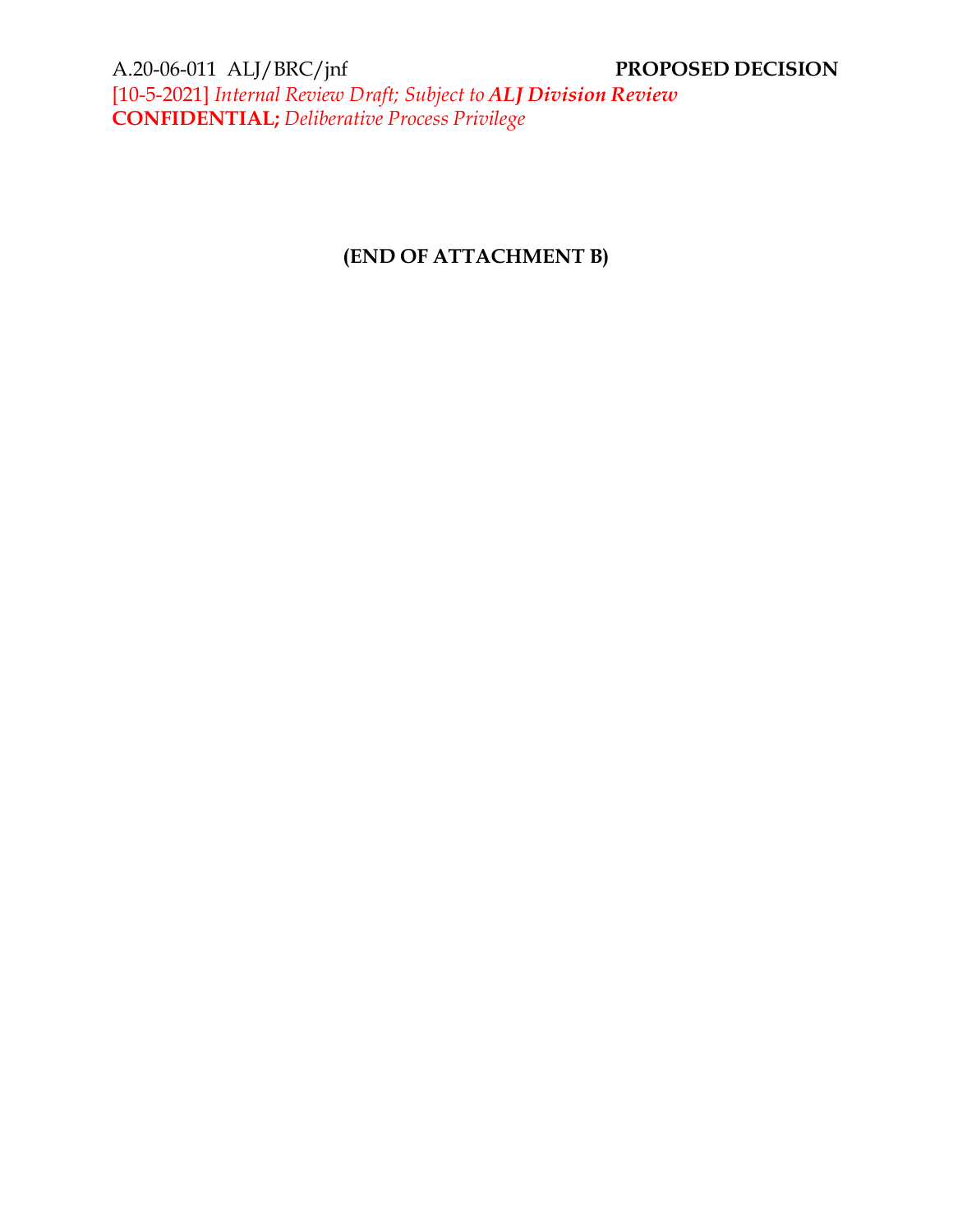**(END OF ATTACHMENT B)**